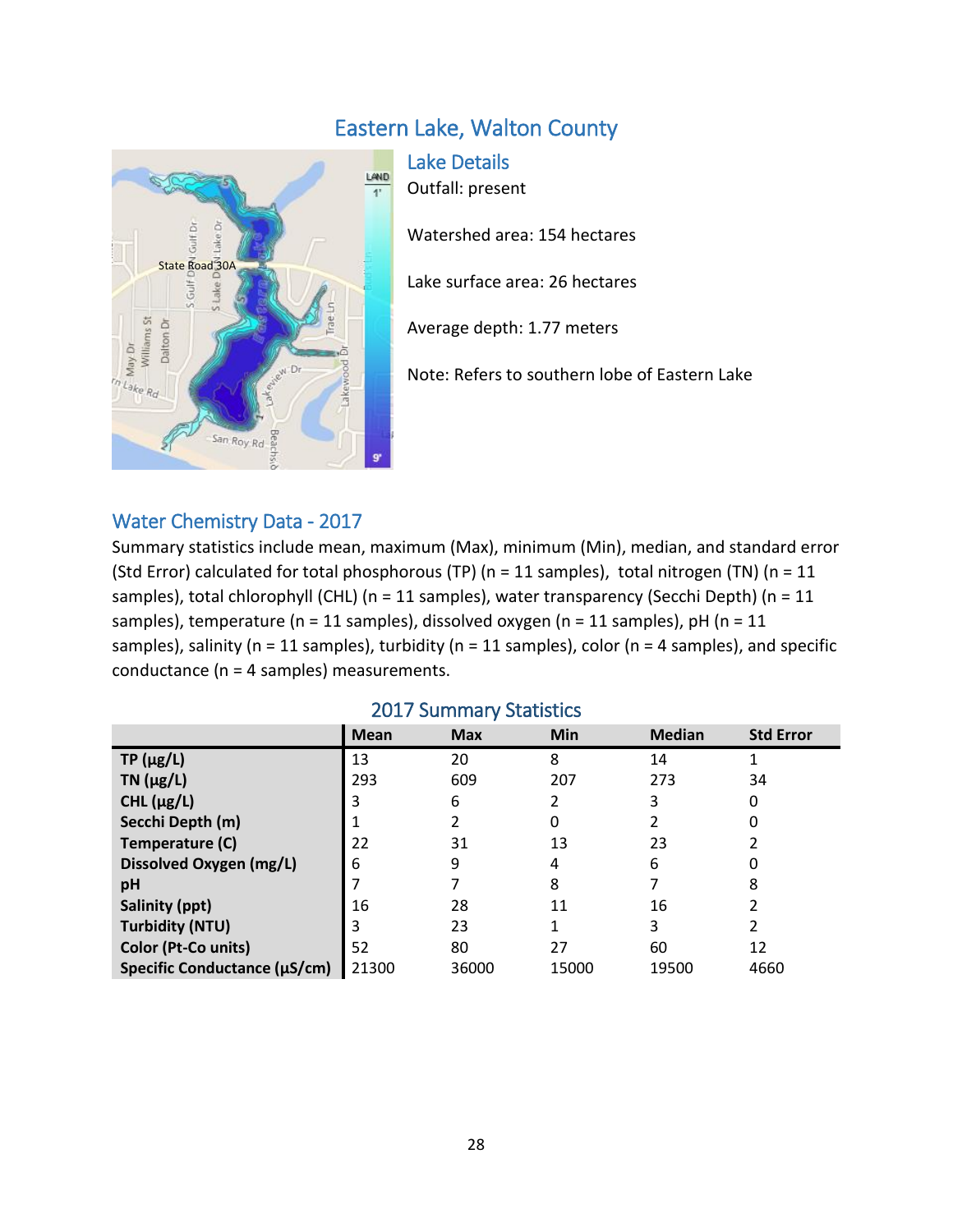# Eastern Lake, Walton County

## Lake Details

Outfall: present

Watershed area: 154 hectares

Lake surface area: 26 hectares

Average depth: 1.77 meters

Note: Refers to southern lobe of Eastern Lake

## Water Chemistry Data - 2017

Summary statistics include mean, maximum (Max), minimum (Min), median, and standard error (Std Error) calculated for total phosphorous (TP) (n = 11 samples), total nitrogen (TN) (n = 11 samples), total chlorophyll (CHL) (n = 11 samples), water transparency (Secchi Depth) (n = 11 samples), temperature (n = 11 samples), dissolved oxygen (n = 11 samples), pH (n = 11 samples), salinity (n = 11 samples), turbidity (n = 11 samples), color (n = 4 samples), and specific conductance (n = 4 samples) measurements.

### 2017 Summary Statistics

| | Mean | Max | Min | Median | Std Error |
|---|---|---|---|---|---|
| **TP (µg/L)** | 13 | 20 | 8 | 14 | 1 |
| **TN (µg/L)** | 293 | 609 | 207 | 273 | 34 |
| **CHL (µg/L)** | 3 | 6 | 2 | 3 | 0 |
| **Secchi Depth (m)** | 1 | 2 | 0 | 2 | 0 |
| **Temperature (C)** | 22 | 31 | 13 | 23 | 2 |
| **Dissolved Oxygen (mg/L)** | 6 | 9 | 4 | 6 | 0 |
| **pH** | 7 | 7 | 8 | 7 | 8 |
| **Salinity (ppt)** | 16 | 28 | 11 | 16 | 2 |
| **Turbidity (NTU)** | 3 | 23 | 1 | 3 | 2 |
| **Color (Pt-Co units)** | 52 | 80 | 27 | 60 | 12 |
| **Specific Conductance (µS/cm)** | 21300 | 36000 | 15000 | 19500 | 4660 |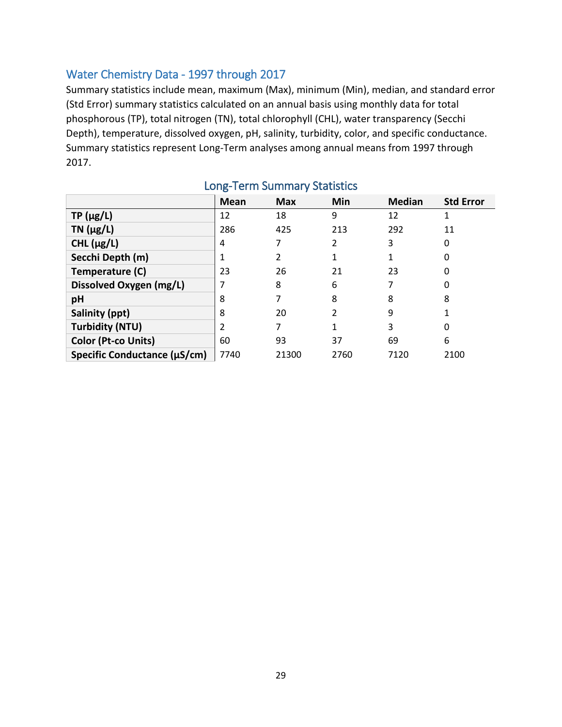## Water Chemistry Data - 1997 through 2017

Summary statistics include mean, maximum (Max), minimum (Min), median, and standard error (Std Error) summary statistics calculated on an annual basis using monthly data for total phosphorous (TP), total nitrogen (TN), total chlorophyll (CHL), water transparency (Secchi Depth), temperature, dissolved oxygen, pH, salinity, turbidity, color, and specific conductance. Summary statistics represent Long-Term analyses among annual means from 1997 through 2017.

### Long-Term Summary Statistics

| | Mean | Max | Min | Median | Std Error |
|---|---|---|---|---|---|
| **TP (µg/L)** | 12 | 18 | 9 | 12 | 1 |
| **TN (µg/L)** | 286 | 425 | 213 | 292 | 11 |
| **CHL (µg/L)** | 4 | 7 | 2 | 3 | 0 |
| **Secchi Depth (m)** | 1 | 2 | 1 | 1 | 0 |
| **Temperature (C)** | 23 | 26 | 21 | 23 | 0 |
| **Dissolved Oxygen (mg/L)** | 7 | 8 | 6 | 7 | 0 |
| **pH** | 8 | 7 | 8 | 8 | 8 |
| **Salinity (ppt)** | 8 | 20 | 2 | 9 | 1 |
| **Turbidity (NTU)** | 2 | 7 | 1 | 3 | 0 |
| **Color (Pt-co Units)** | 60 | 93 | 37 | 69 | 6 |
| **Specific Conductance (µS/cm)** | 7740 | 21300 | 2760 | 7120 | 2100 |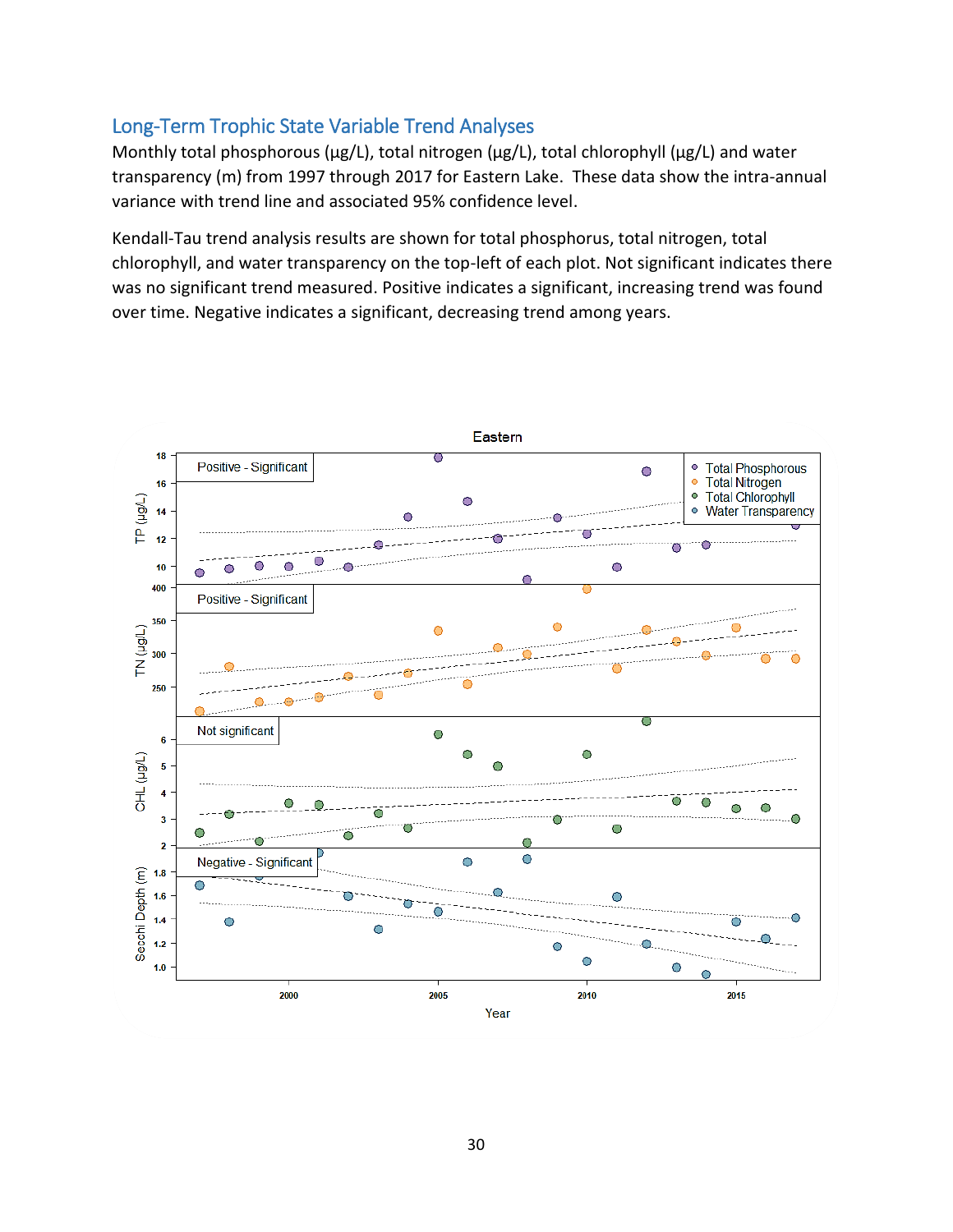## Long-Term Trophic State Variable Trend Analyses

Monthly total phosphorous (µg/L), total nitrogen (µg/L), total chlorophyll (µg/L) and water transparency (m) from 1997 through 2017 for Eastern Lake. These data show the intra-annual variance with trend line and associated 95% confidence level.

Kendall-Tau trend analysis results are shown for total phosphorus, total nitrogen, total chlorophyll, and water transparency on the top-left of each plot. Not significant indicates there was no significant trend measured. Positive indicates a significant, increasing trend was found over time. Negative indicates a significant, decreasing trend among years.

Eastern

Positive - Significant

Positive - Significant

Not significant

Negative - Significant

Total Phosphorous
Total Nitrogen
Total Chlorophyll
Water Transparency

TP (µg/L)

18
16
14
12
10

TN (µg/L)

400
350
300
250

CHL (µg/L)

6
5
4
3
2

Secchi Depth (m)

1.8
1.6
1.4
1.2
1.0

2000
2005
2010
2015

Year